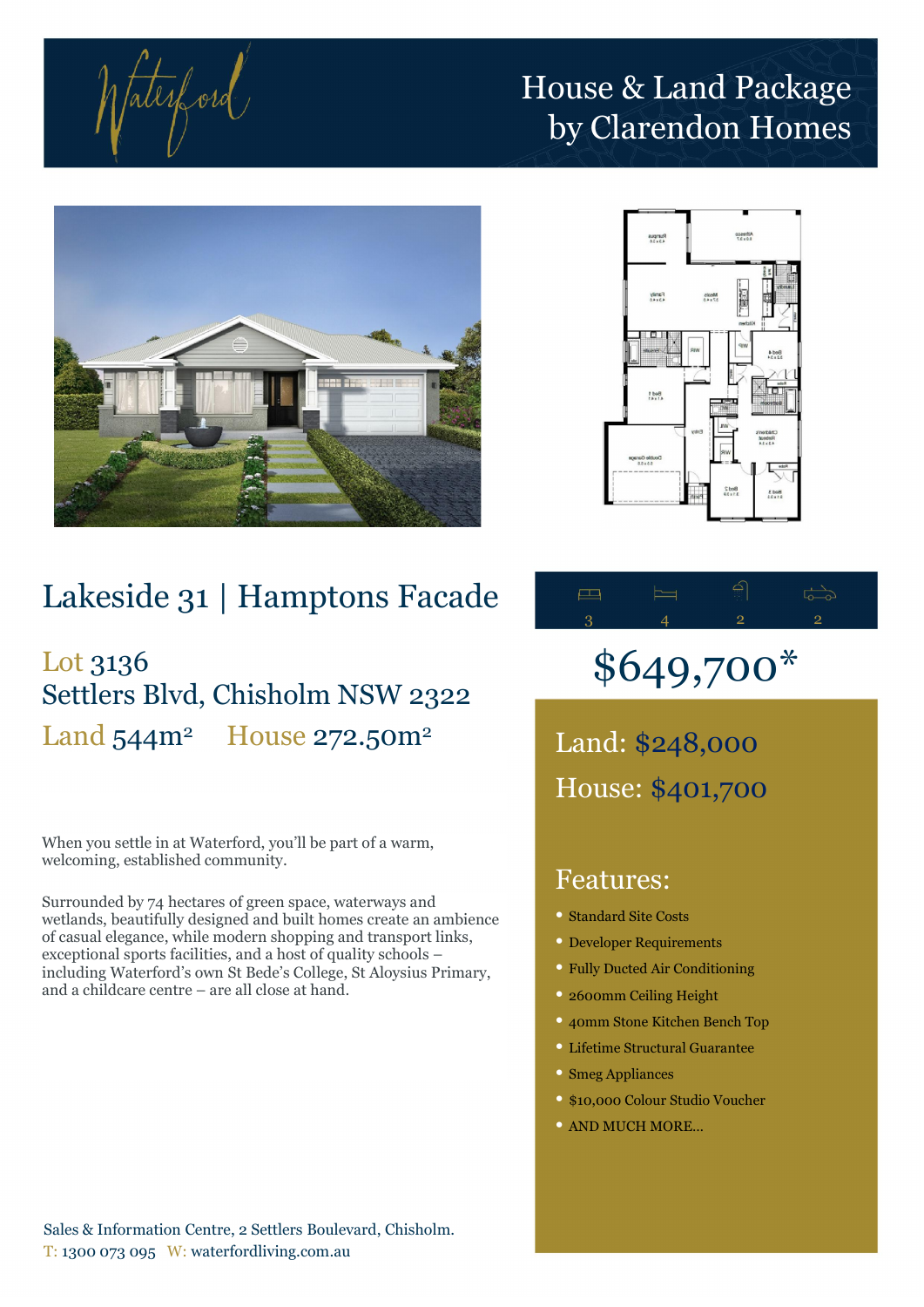Waterford

# House & Land Package by Clarendon Homes

## Lakeside 31 | Hamptons Facade

Lot 3136
Settlers Blvd, Chisholm NSW 2322

Land 544m² House 272.50m²

| Living | Bedrooms | Bathrooms | Garage |
| --- | --- | --- | --- |
| 3 | 4 | 2 | 2 |

## $649,700*

Land: $248,000

House: $401,700

When you settle in at Waterford, you'll be part of a warm, welcoming, established community.

Surrounded by 74 hectares of green space, waterways and wetlands, beautifully designed and built homes create an ambience of casual elegance, while modern shopping and transport links, exceptional sports facilities, and a host of quality schools – including Waterford's own St Bede's College, St Aloysius Primary, and a childcare centre – are all close at hand.

### Features:

- Standard Site Costs
- Developer Requirements
- Fully Ducted Air Conditioning
- 2600mm Ceiling Height
- 40mm Stone Kitchen Bench Top
- Lifetime Structural Guarantee
- Smeg Appliances
- $10,000 Colour Studio Voucher
- AND MUCH MORE...

Sales & Information Centre, 2 Settlers Boulevard, Chisholm.
T: 1300 073 095 W: waterfordliving.com.au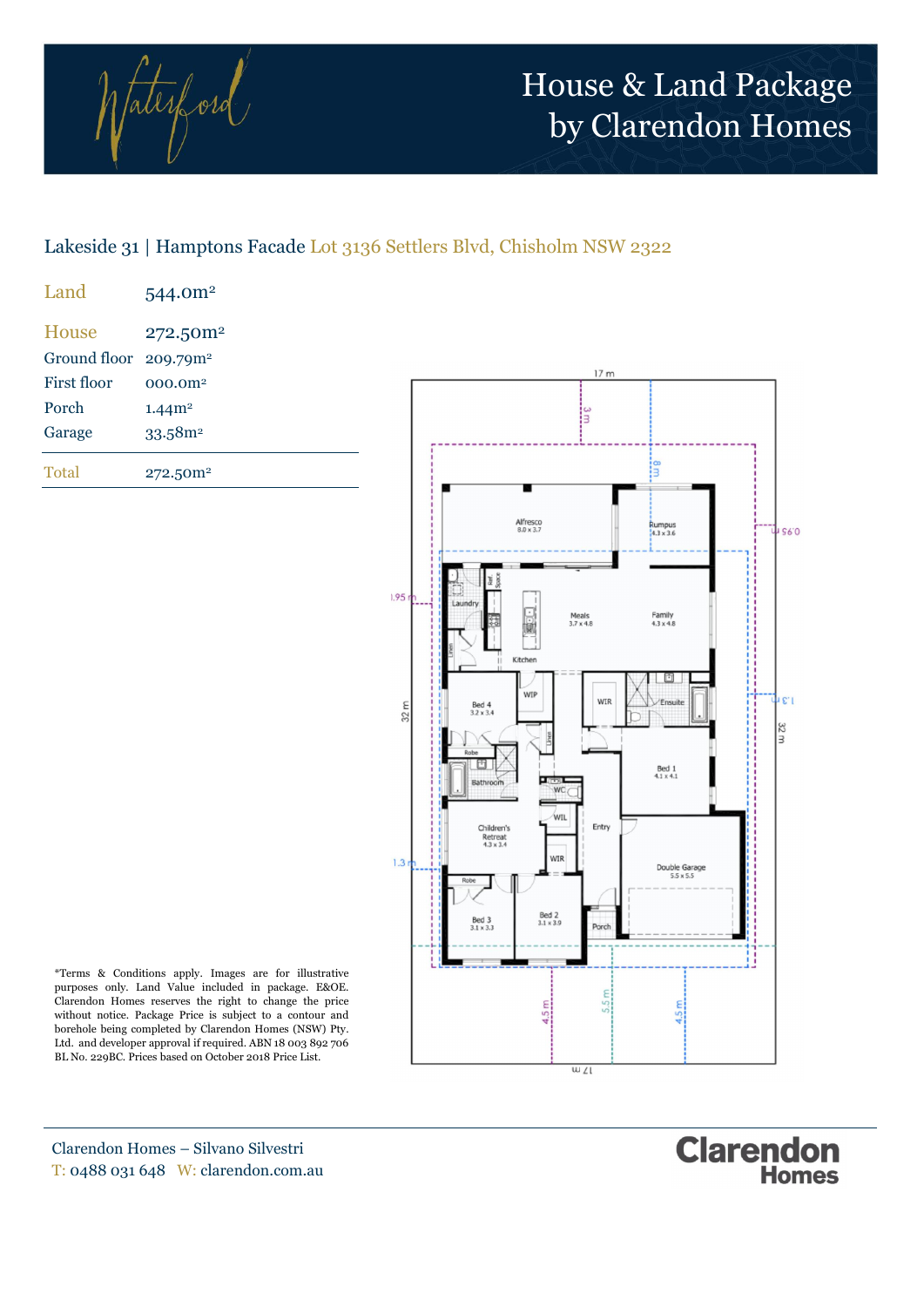# House & Land Package by Clarendon Homes

## Lakeside 31 | Hamptons Facade Lot 3136 Settlers Blvd, Chisholm NSW 2322

| | |
|---|---|
| Land | 544.0m² |
| House | 272.50m² |
| Ground floor | 209.79m² |
| First floor | 000.0m² |
| Porch | 1.44m² |
| Garage | 33.58m² |
| Total | 272.50m² |

17 m
3 m
8 m
0.95 m
1.95 m
1.3 m
1.3 m
32 m
32 m
4.5 m
5.5 m
4.5 m
17 m

Alfresco 8.0 x 3.7
Rumpus 4.3 x 3.6
Laundry
Ref Space
Linen
Kitchen
Meals 3.7 x 4.8
Family 4.3 x 4.8
Bed 4 3.2 x 3.4
WIP
WIR
Ensuite
Robe
Linen
Bathroom
WC
Bed 1 4.1 x 4.1
WIL
Children's Retreat 4.3 x 3.4
Entry
WIR
Double Garage 5.5 x 5.5
Robe
Bed 3 3.1 x 3.3
Bed 2 3.1 x 3.9
Porch

*Terms & Conditions apply. Images are for illustrative purposes only. Land Value included in package. E&OE. Clarendon Homes reserves the right to change the price without notice. Package Price is subject to a contour and borehole being completed by Clarendon Homes (NSW) Pty. Ltd. and developer approval if required. ABN 18 003 892 706 BL No. 229BC. Prices based on October 2018 Price List.

Clarendon Homes – Silvano Silvestri
T: 0488 031 648 W: clarendon.com.au